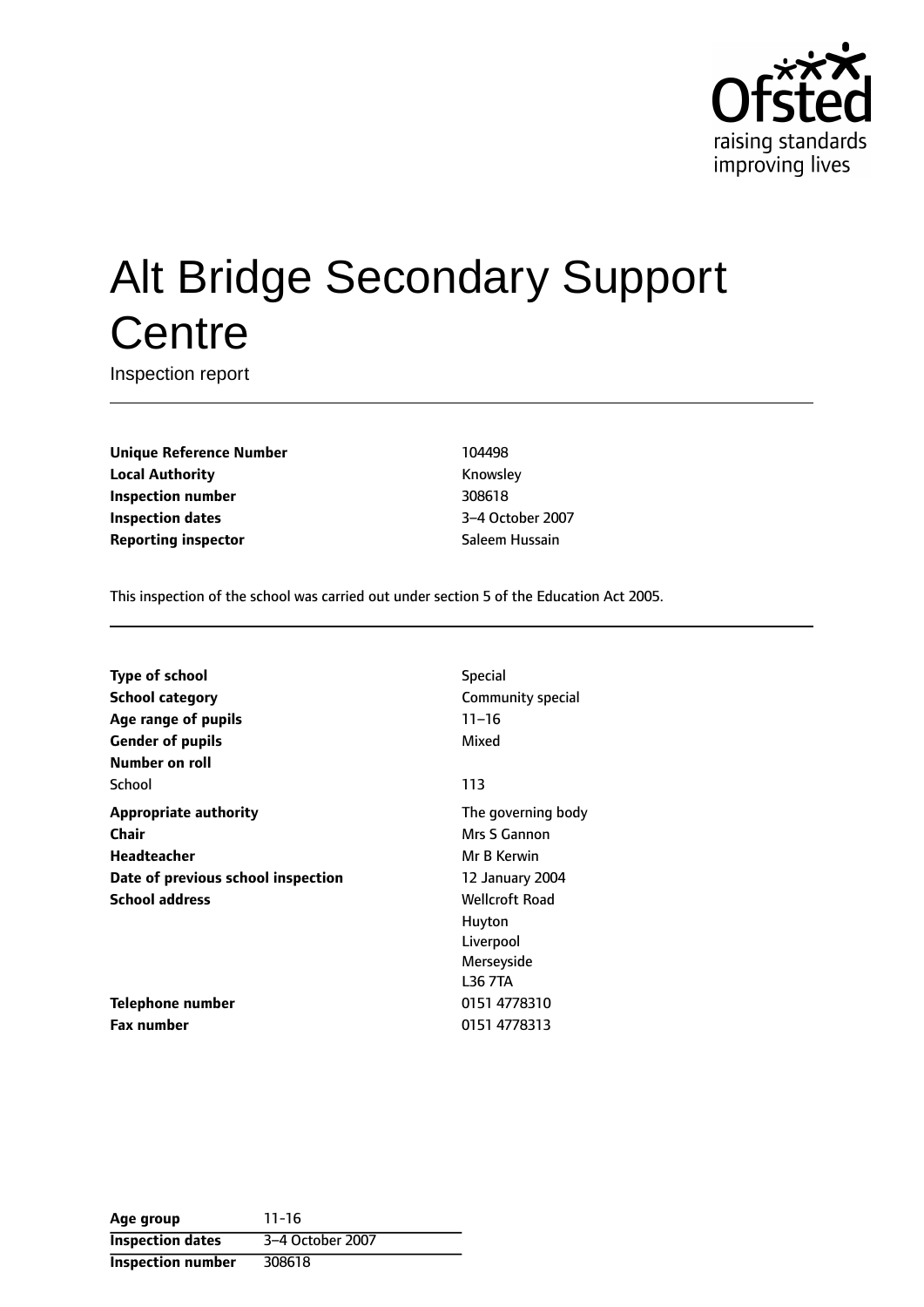# Alt Bridge Secondary Support Centre

Inspection report

| | |
|---|---|
| **Unique Reference Number** | 104498 |
| **Local Authority** | Knowsley |
| **Inspection number** | 308618 |
| **Inspection dates** | 3–4 October 2007 |
| **Reporting inspector** | Saleem Hussain |

This inspection of the school was carried out under section 5 of the Education Act 2005.

| | |
|---|---|
| **Type of school** | Special |
| **School category** | Community special |
| **Age range of pupils** | 11–16 |
| **Gender of pupils** | Mixed |
| **Number on roll** | |
| School | 113 |
| **Appropriate authority** | The governing body |
| **Chair** | Mrs S Gannon |
| **Headteacher** | Mr B Kerwin |
| **Date of previous school inspection** | 12 January 2004 |
| **School address** | Wellcroft Road<br>Huyton<br>Liverpool<br>Merseyside<br>L36 7TA |
| **Telephone number** | 0151 4778310 |
| **Fax number** | 0151 4778313 |

| | |
|---|---|
| **Age group** | 11-16 |
| **Inspection dates** | 3–4 October 2007 |
| **Inspection number** | 308618 |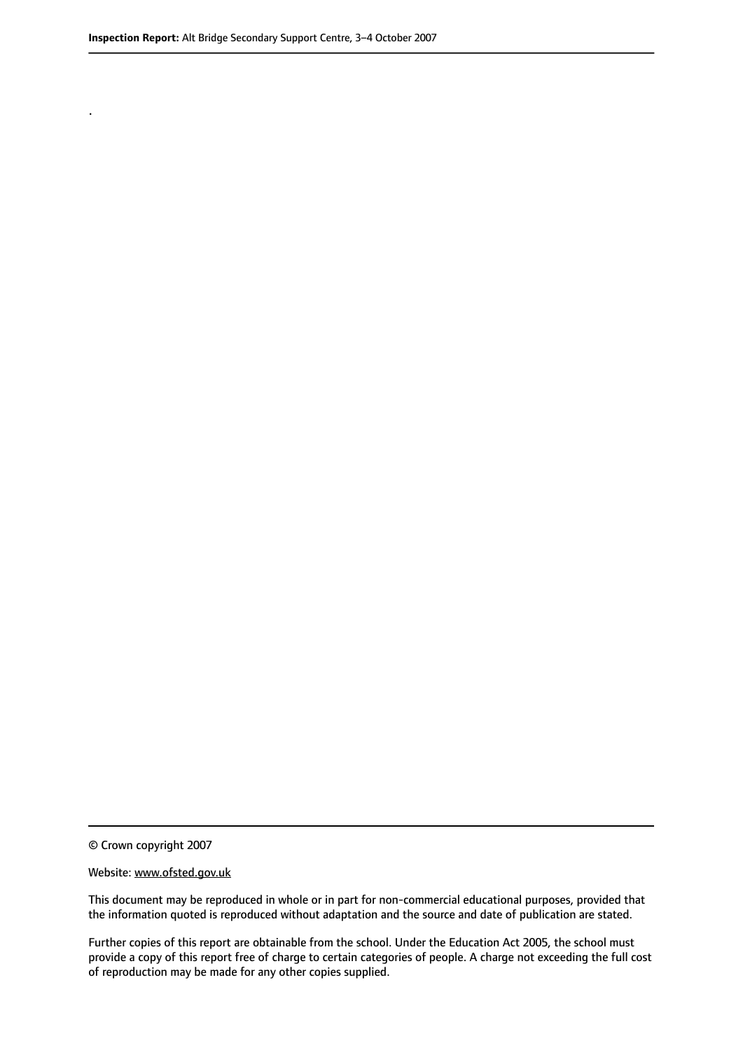.

© Crown copyright 2007

Website: www.ofsted.gov.uk

This document may be reproduced in whole or in part for non-commercial educational purposes, provided that the information quoted is reproduced without adaptation and the source and date of publication are stated.

Further copies of this report are obtainable from the school. Under the Education Act 2005, the school must provide a copy of this report free of charge to certain categories of people. A charge not exceeding the full cost of reproduction may be made for any other copies supplied.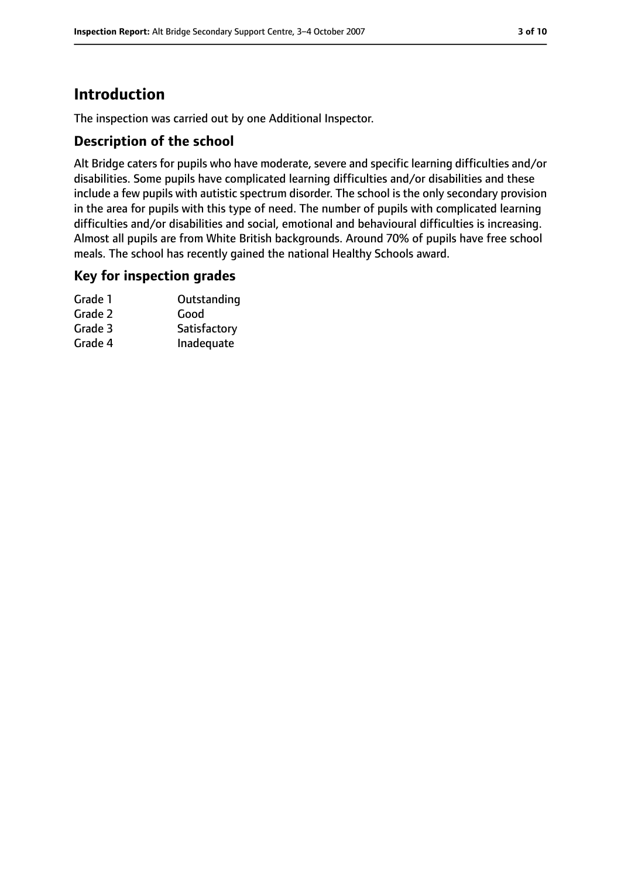# Introduction

The inspection was carried out by one Additional Inspector.

## Description of the school

Alt Bridge caters for pupils who have moderate, severe and specific learning difficulties and/or disabilities. Some pupils have complicated learning difficulties and/or disabilities and these include a few pupils with autistic spectrum disorder. The school is the only secondary provision in the area for pupils with this type of need. The number of pupils with complicated learning difficulties and/or disabilities and social, emotional and behavioural difficulties is increasing. Almost all pupils are from White British backgrounds. Around 70% of pupils have free school meals. The school has recently gained the national Healthy Schools award.

## Key for inspection grades

| | |
|---|---|
| Grade 1 | Outstanding |
| Grade 2 | Good |
| Grade 3 | Satisfactory |
| Grade 4 | Inadequate |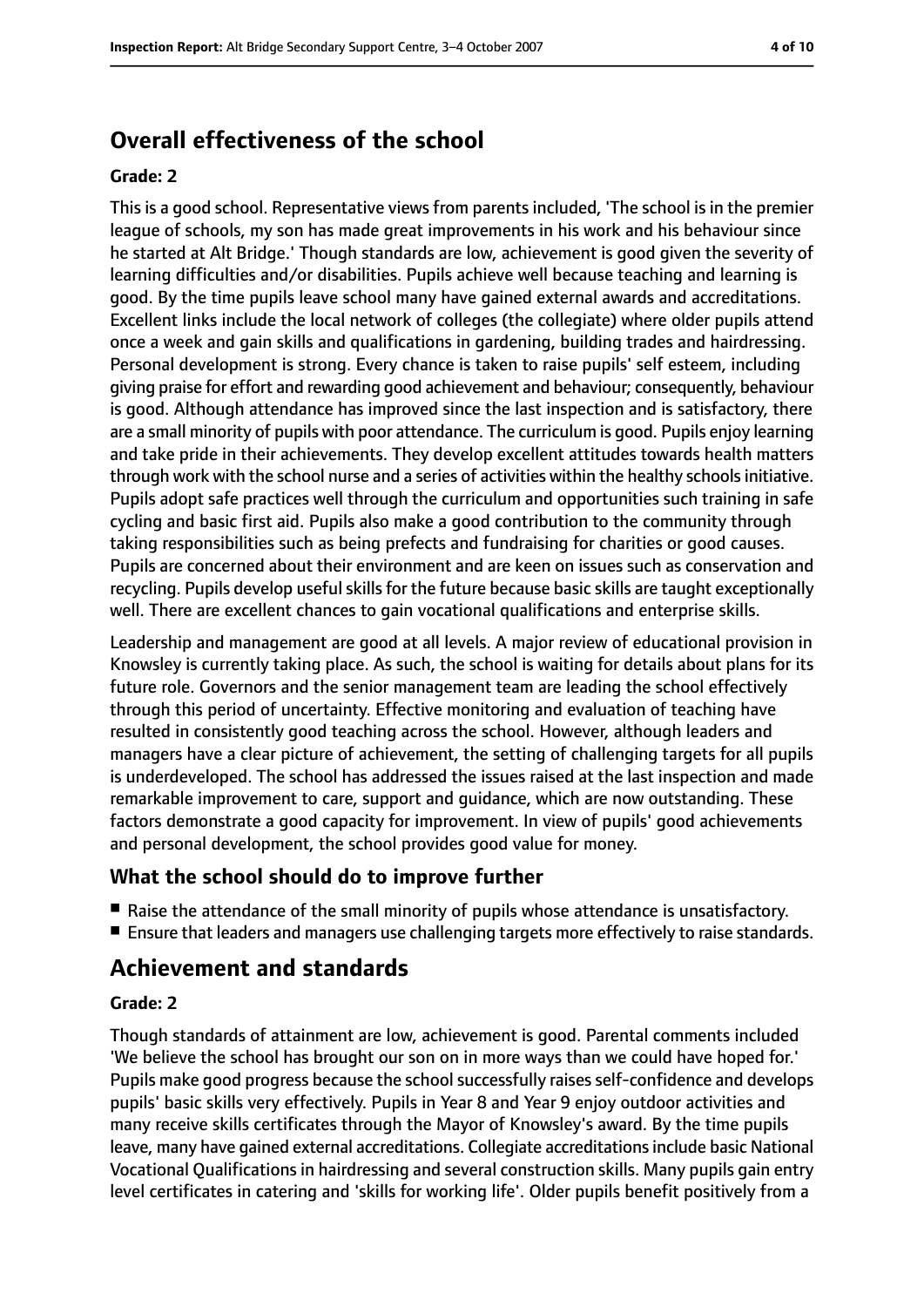## Overall effectiveness of the school

**Grade: 2**

This is a good school. Representative views from parents included, 'The school is in the premier league of schools, my son has made great improvements in his work and his behaviour since he started at Alt Bridge.' Though standards are low, achievement is good given the severity of learning difficulties and/or disabilities. Pupils achieve well because teaching and learning is good. By the time pupils leave school many have gained external awards and accreditations. Excellent links include the local network of colleges (the collegiate) where older pupils attend once a week and gain skills and qualifications in gardening, building trades and hairdressing. Personal development is strong. Every chance is taken to raise pupils' self esteem, including giving praise for effort and rewarding good achievement and behaviour; consequently, behaviour is good. Although attendance has improved since the last inspection and is satisfactory, there are a small minority of pupils with poor attendance. The curriculum is good. Pupils enjoy learning and take pride in their achievements. They develop excellent attitudes towards health matters through work with the school nurse and a series of activities within the healthy schools initiative. Pupils adopt safe practices well through the curriculum and opportunities such training in safe cycling and basic first aid. Pupils also make a good contribution to the community through taking responsibilities such as being prefects and fundraising for charities or good causes. Pupils are concerned about their environment and are keen on issues such as conservation and recycling. Pupils develop useful skills for the future because basic skills are taught exceptionally well. There are excellent chances to gain vocational qualifications and enterprise skills.

Leadership and management are good at all levels. A major review of educational provision in Knowsley is currently taking place. As such, the school is waiting for details about plans for its future role. Governors and the senior management team are leading the school effectively through this period of uncertainty. Effective monitoring and evaluation of teaching have resulted in consistently good teaching across the school. However, although leaders and managers have a clear picture of achievement, the setting of challenging targets for all pupils is underdeveloped. The school has addressed the issues raised at the last inspection and made remarkable improvement to care, support and guidance, which are now outstanding. These factors demonstrate a good capacity for improvement. In view of pupils' good achievements and personal development, the school provides good value for money.

### What the school should do to improve further

- Raise the attendance of the small minority of pupils whose attendance is unsatisfactory.
- Ensure that leaders and managers use challenging targets more effectively to raise standards.

## Achievement and standards

**Grade: 2**

Though standards of attainment are low, achievement is good. Parental comments included 'We believe the school has brought our son on in more ways than we could have hoped for.' Pupils make good progress because the school successfully raises self-confidence and develops pupils' basic skills very effectively. Pupils in Year 8 and Year 9 enjoy outdoor activities and many receive skills certificates through the Mayor of Knowsley's award. By the time pupils leave, many have gained external accreditations. Collegiate accreditations include basic National Vocational Qualifications in hairdressing and several construction skills. Many pupils gain entry level certificates in catering and 'skills for working life'. Older pupils benefit positively from a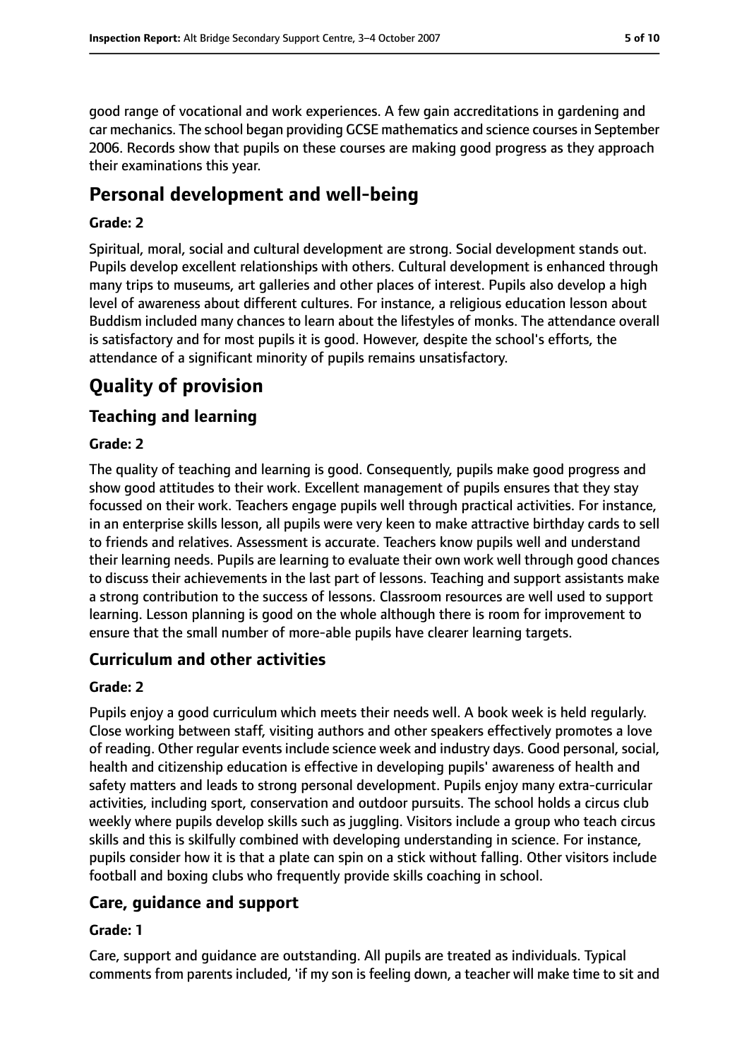good range of vocational and work experiences. A few gain accreditations in gardening and car mechanics. The school began providing GCSE mathematics and science courses in September 2006. Records show that pupils on these courses are making good progress as they approach their examinations this year.

## Personal development and well-being

**Grade: 2**

Spiritual, moral, social and cultural development are strong. Social development stands out. Pupils develop excellent relationships with others. Cultural development is enhanced through many trips to museums, art galleries and other places of interest. Pupils also develop a high level of awareness about different cultures. For instance, a religious education lesson about Buddism included many chances to learn about the lifestyles of monks. The attendance overall is satisfactory and for most pupils it is good. However, despite the school's efforts, the attendance of a significant minority of pupils remains unsatisfactory.

# Quality of provision

## Teaching and learning

**Grade: 2**

The quality of teaching and learning is good. Consequently, pupils make good progress and show good attitudes to their work. Excellent management of pupils ensures that they stay focussed on their work. Teachers engage pupils well through practical activities. For instance, in an enterprise skills lesson, all pupils were very keen to make attractive birthday cards to sell to friends and relatives. Assessment is accurate. Teachers know pupils well and understand their learning needs. Pupils are learning to evaluate their own work well through good chances to discuss their achievements in the last part of lessons. Teaching and support assistants make a strong contribution to the success of lessons. Classroom resources are well used to support learning. Lesson planning is good on the whole although there is room for improvement to ensure that the small number of more-able pupils have clearer learning targets.

## Curriculum and other activities

**Grade: 2**

Pupils enjoy a good curriculum which meets their needs well. A book week is held regularly. Close working between staff, visiting authors and other speakers effectively promotes a love of reading. Other regular events include science week and industry days. Good personal, social, health and citizenship education is effective in developing pupils' awareness of health and safety matters and leads to strong personal development. Pupils enjoy many extra-curricular activities, including sport, conservation and outdoor pursuits. The school holds a circus club weekly where pupils develop skills such as juggling. Visitors include a group who teach circus skills and this is skilfully combined with developing understanding in science. For instance, pupils consider how it is that a plate can spin on a stick without falling. Other visitors include football and boxing clubs who frequently provide skills coaching in school.

## Care, guidance and support

**Grade: 1**

Care, support and guidance are outstanding. All pupils are treated as individuals. Typical comments from parents included, 'if my son is feeling down, a teacher will make time to sit and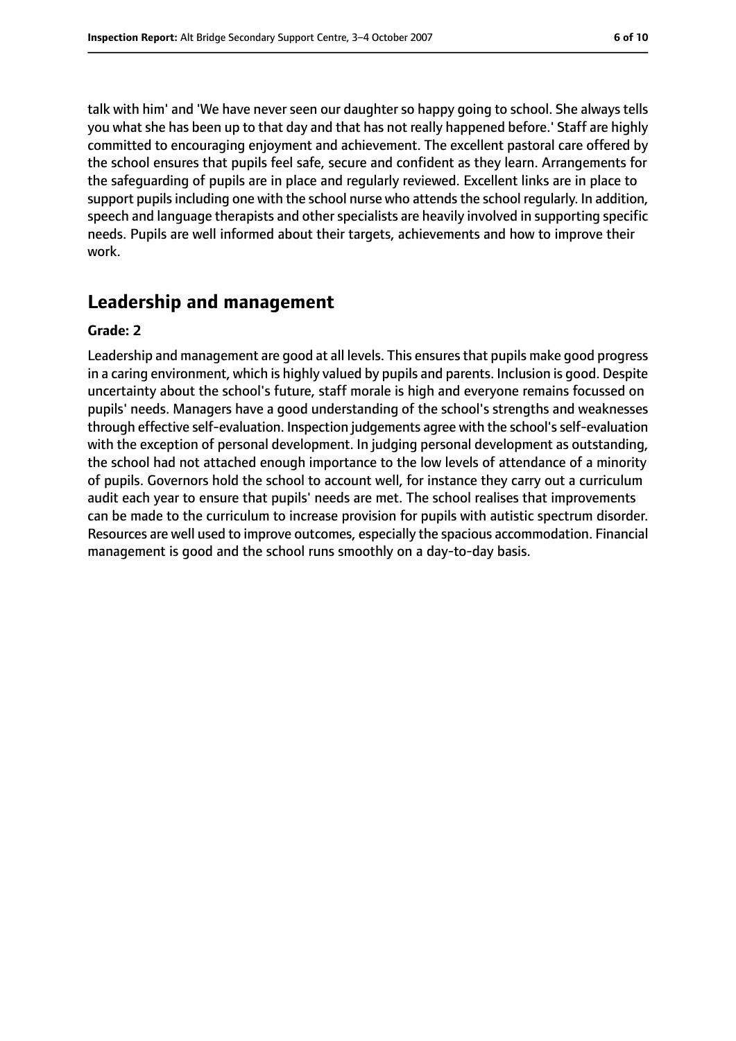talk with him' and 'We have never seen our daughter so happy going to school. She always tells you what she has been up to that day and that has not really happened before.' Staff are highly committed to encouraging enjoyment and achievement. The excellent pastoral care offered by the school ensures that pupils feel safe, secure and confident as they learn. Arrangements for the safeguarding of pupils are in place and regularly reviewed. Excellent links are in place to support pupils including one with the school nurse who attends the school regularly. In addition, speech and language therapists and other specialists are heavily involved in supporting specific needs. Pupils are well informed about their targets, achievements and how to improve their work.

## Leadership and management

**Grade: 2**

Leadership and management are good at all levels. This ensures that pupils make good progress in a caring environment, which is highly valued by pupils and parents. Inclusion is good. Despite uncertainty about the school's future, staff morale is high and everyone remains focussed on pupils' needs. Managers have a good understanding of the school's strengths and weaknesses through effective self-evaluation. Inspection judgements agree with the school's self-evaluation with the exception of personal development. In judging personal development as outstanding, the school had not attached enough importance to the low levels of attendance of a minority of pupils. Governors hold the school to account well, for instance they carry out a curriculum audit each year to ensure that pupils' needs are met. The school realises that improvements can be made to the curriculum to increase provision for pupils with autistic spectrum disorder. Resources are well used to improve outcomes, especially the spacious accommodation. Financial management is good and the school runs smoothly on a day-to-day basis.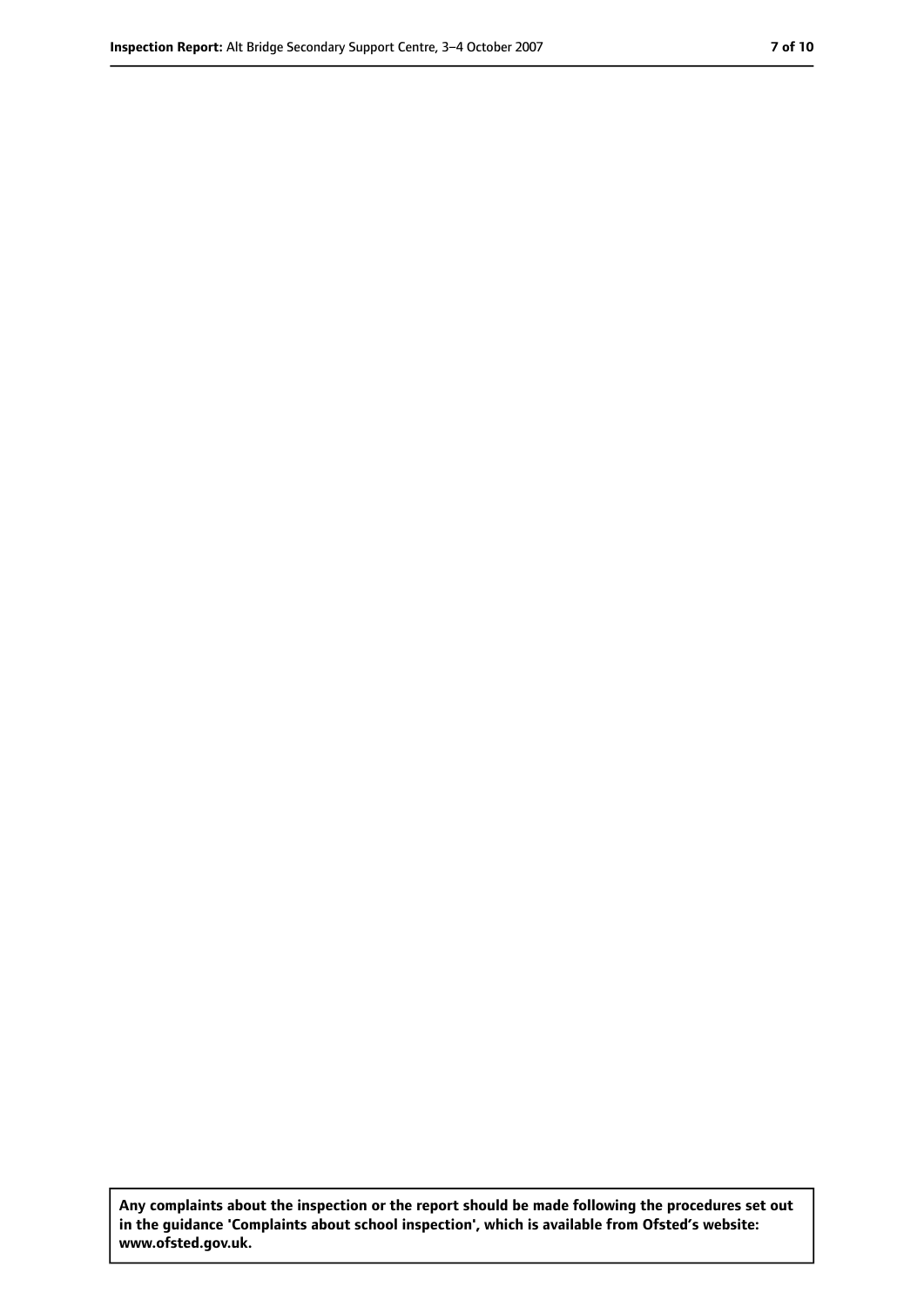**Any complaints about the inspection or the report should be made following the procedures set out in the guidance 'Complaints about school inspection', which is available from Ofsted's website: www.ofsted.gov.uk.**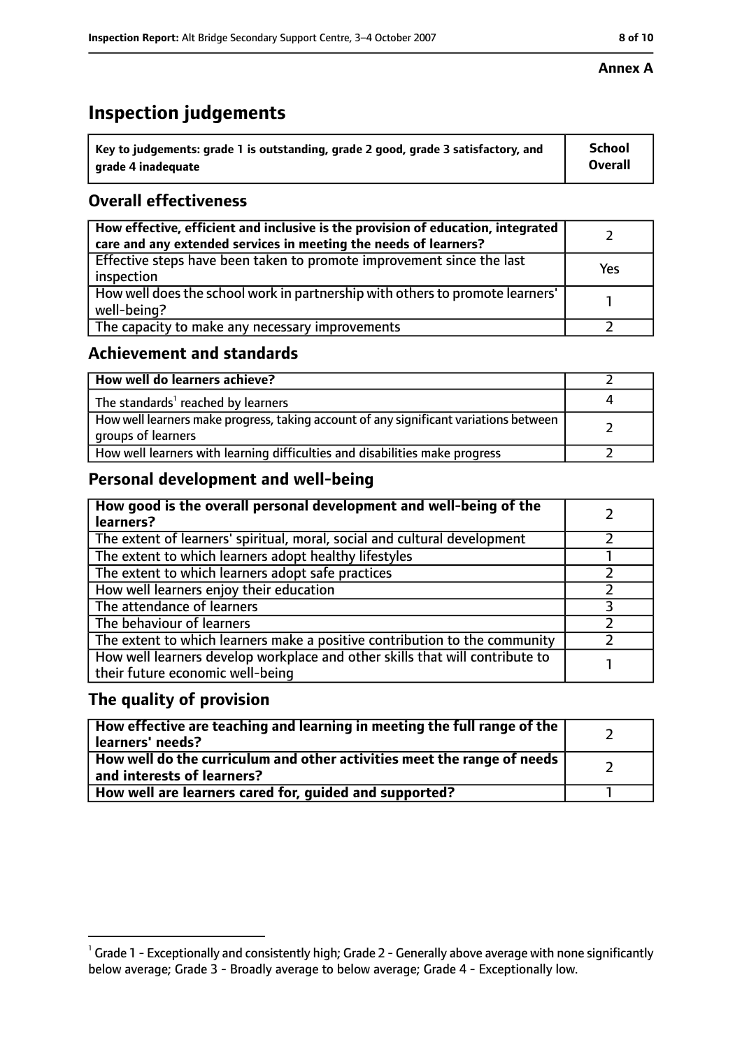**Annex A**

# Inspection judgements

| Key to judgements: grade 1 is outstanding, grade 2 good, grade 3 satisfactory, and grade 4 inadequate | School Overall |
|---|---|

## Overall effectiveness

| | |
|---|---|
| **How effective, efficient and inclusive is the provision of education, integrated care and any extended services in meeting the needs of learners?** | 2 |
| Effective steps have been taken to promote improvement since the last inspection | Yes |
| How well does the school work in partnership with others to promote learners' well-being? | 1 |
| The capacity to make any necessary improvements | 2 |

## Achievement and standards

| | |
|---|---|
| **How well do learners achieve?** | 2 |
| The standards[1] reached by learners | 4 |
| How well learners make progress, taking account of any significant variations between groups of learners | 2 |
| How well learners with learning difficulties and disabilities make progress | 2 |

## Personal development and well-being

| | |
|---|---|
| **How good is the overall personal development and well-being of the learners?** | 2 |
| The extent of learners' spiritual, moral, social and cultural development | 2 |
| The extent to which learners adopt healthy lifestyles | 1 |
| The extent to which learners adopt safe practices | 2 |
| How well learners enjoy their education | 2 |
| The attendance of learners | 3 |
| The behaviour of learners | 2 |
| The extent to which learners make a positive contribution to the community | 2 |
| How well learners develop workplace and other skills that will contribute to their future economic well-being | 1 |

## The quality of provision

| | |
|---|---|
| **How effective are teaching and learning in meeting the full range of the learners' needs?** | 2 |
| **How well do the curriculum and other activities meet the range of needs and interests of learners?** | 2 |
| **How well are learners cared for, guided and supported?** | 1 |

[1] Grade 1 - Exceptionally and consistently high; Grade 2 - Generally above average with none significantly below average; Grade 3 - Broadly average to below average; Grade 4 - Exceptionally low.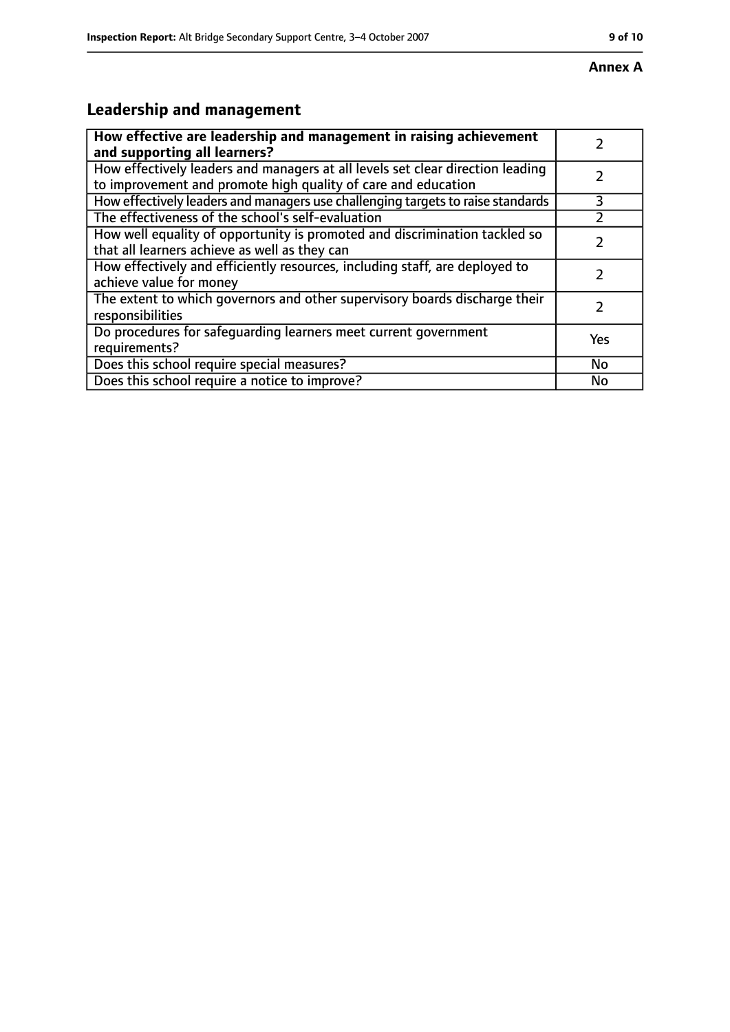**Annex A**

## Leadership and management

| How effective are leadership and management in raising achievement and supporting all learners? | 2 |
|---|---|
| How effectively leaders and managers at all levels set clear direction leading to improvement and promote high quality of care and education | 2 |
| How effectively leaders and managers use challenging targets to raise standards | 3 |
| The effectiveness of the school's self-evaluation | 2 |
| How well equality of opportunity is promoted and discrimination tackled so that all learners achieve as well as they can | 2 |
| How effectively and efficiently resources, including staff, are deployed to achieve value for money | 2 |
| The extent to which governors and other supervisory boards discharge their responsibilities | 2 |
| Do procedures for safeguarding learners meet current government requirements? | Yes |
| Does this school require special measures? | No |
| Does this school require a notice to improve? | No |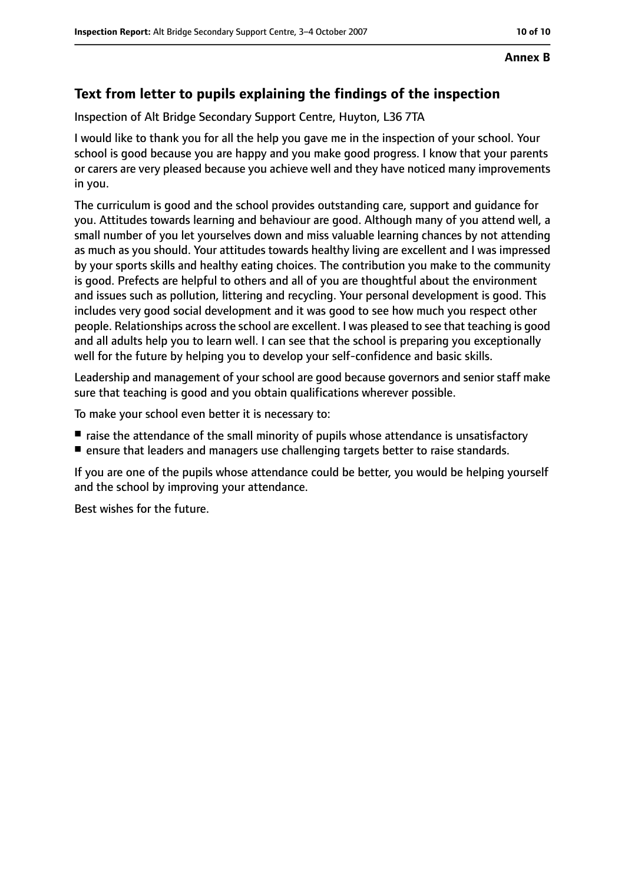**Annex B**

## Text from letter to pupils explaining the findings of the inspection

Inspection of Alt Bridge Secondary Support Centre, Huyton, L36 7TA

I would like to thank you for all the help you gave me in the inspection of your school. Your school is good because you are happy and you make good progress. I know that your parents or carers are very pleased because you achieve well and they have noticed many improvements in you.

The curriculum is good and the school provides outstanding care, support and guidance for you. Attitudes towards learning and behaviour are good. Although many of you attend well, a small number of you let yourselves down and miss valuable learning chances by not attending as much as you should. Your attitudes towards healthy living are excellent and I was impressed by your sports skills and healthy eating choices. The contribution you make to the community is good. Prefects are helpful to others and all of you are thoughtful about the environment and issues such as pollution, littering and recycling. Your personal development is good. This includes very good social development and it was good to see how much you respect other people. Relationships across the school are excellent. I was pleased to see that teaching is good and all adults help you to learn well. I can see that the school is preparing you exceptionally well for the future by helping you to develop your self-confidence and basic skills.

Leadership and management of your school are good because governors and senior staff make sure that teaching is good and you obtain qualifications wherever possible.

To make your school even better it is necessary to:

- raise the attendance of the small minority of pupils whose attendance is unsatisfactory
- ensure that leaders and managers use challenging targets better to raise standards.

If you are one of the pupils whose attendance could be better, you would be helping yourself and the school by improving your attendance.

Best wishes for the future.